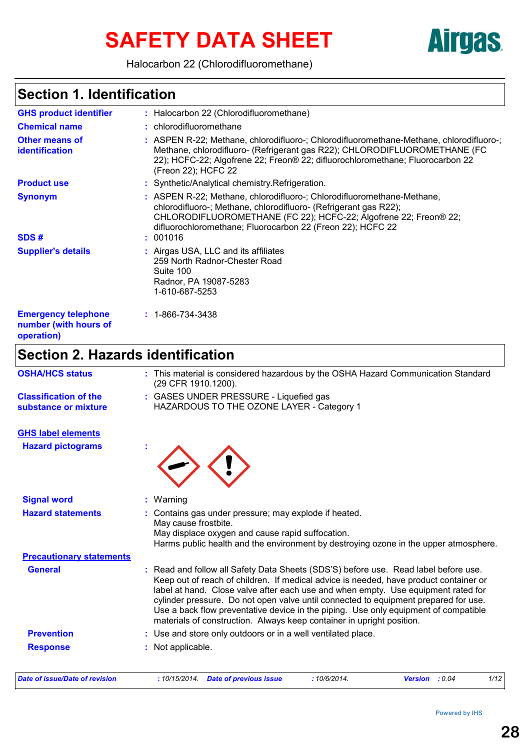# SAFETY DATA SHEET

Halocarbon 22 (Chlorodifluoromethane)

## Section 1. Identification

**GHS product identifier** : Halocarbon 22 (Chlorodifluoromethane)

**Chemical name** : chlorodifluoromethane

**Other means of identification** : ASPEN R-22; Methane, chlorodifluoro-; Chlorodifluoromethane-Methane, chlorodifluoro-; Methane, chlorodifluoro- (Refrigerant gas R22); CHLORODIFLUOROMETHANE (FC 22); HCFC-22; Algofrene 22; Freon® 22; difluorochloromethane; Fluorocarbon 22 (Freon 22); HCFC 22

**Product use** : Synthetic/Analytical chemistry.Refrigeration.

**Synonym** : ASPEN R-22; Methane, chlorodifluoro-; Chlorodifluoromethane-Methane, chlorodifluoro-; Methane, chlorodifluoro- (Refrigerant gas R22); CHLORODIFLUOROMETHANE (FC 22); HCFC-22; Algofrene 22; Freon® 22; difluorochloromethane; Fluorocarbon 22 (Freon 22); HCFC 22

**SDS #** : 001016

**Supplier's details** : Airgas USA, LLC and its affiliates
259 North Radnor-Chester Road
Suite 100
Radnor, PA 19087-5283
1-610-687-5253

**Emergency telephone number (with hours of operation)** : 1-866-734-3438

## Section 2. Hazards identification

**OSHA/HCS status** : This material is considered hazardous by the OSHA Hazard Communication Standard (29 CFR 1910.1200).

**Classification of the substance or mixture** : GASES UNDER PRESSURE - Liquefied gas
HAZARDOUS TO THE OZONE LAYER - Category 1

**GHS label elements**

**Hazard pictograms** :

**Signal word** : Warning

**Hazard statements** : Contains gas under pressure; may explode if heated.
May cause frostbite.
May displace oxygen and cause rapid suffocation.
Harms public health and the environment by destroying ozone in the upper atmosphere.

**Precautionary statements**

**General** : Read and follow all Safety Data Sheets (SDS'S) before use. Read label before use. Keep out of reach of children. If medical advice is needed, have product container or label at hand. Close valve after each use and when empty. Use equipment rated for cylinder pressure. Do not open valve until connected to equipment prepared for use. Use a back flow preventative device in the piping. Use only equipment of compatible materials of construction. Always keep container in upright position.

**Prevention** : Use and store only outdoors or in a well ventilated place.

**Response** : Not applicable.

*Date of issue/Date of revision* : 10/15/2014. *Date of previous issue* : 10/6/2014. *Version* : 0.04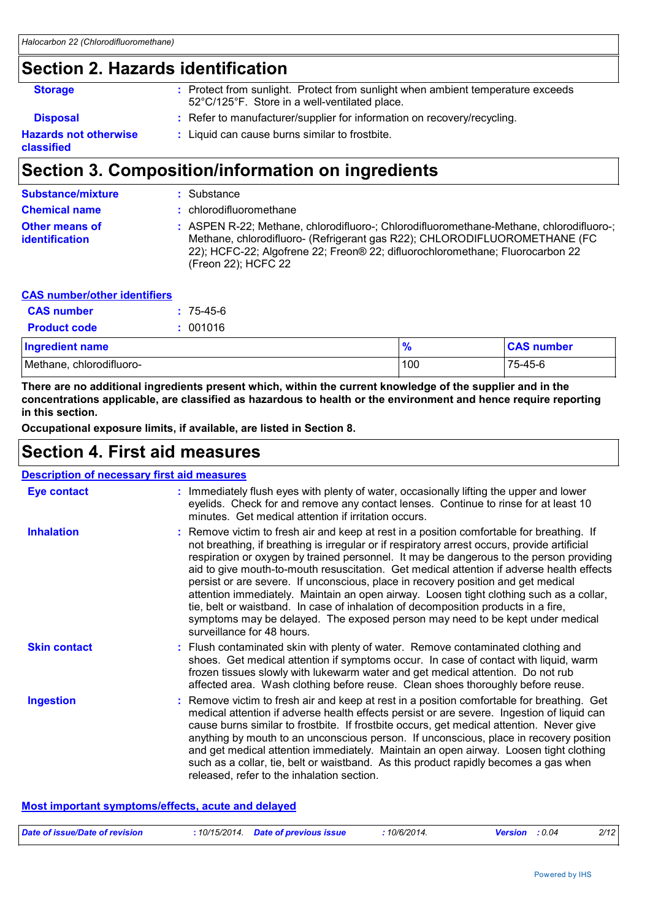## Section 2. Hazards identification

| | |
|---|---|
| **Storage** | : Protect from sunlight. Protect from sunlight when ambient temperature exceeds 52°C/125°F. Store in a well-ventilated place. |
| **Disposal** | : Refer to manufacturer/supplier for information on recovery/recycling. |
| **Hazards not otherwise classified** | : Liquid can cause burns similar to frostbite. |

## Section 3. Composition/information on ingredients

| | |
|---|---|
| **Substance/mixture** | : Substance |
| **Chemical name** | : chlorodifluoromethane |
| **Other means of identification** | : ASPEN R-22; Methane, chlorodifluoro-; Chlorodifluoromethane-Methane, chlorodifluoro-; Methane, chlorodifluoro- (Refrigerant gas R22); CHLORODIFLUOROMETHANE (FC 22); HCFC-22; Algofrene 22; Freon® 22; difluorochloromethane; Fluorocarbon 22 (Freon 22); HCFC 22 |

### CAS number/other identifiers

| | |
|---|---|
| **CAS number** | : 75-45-6 |
| **Product code** | : 001016 |

| Ingredient name | % | CAS number |
|---|---|---|
| Methane, chlorodifluoro- | 100 | 75-45-6 |

**There are no additional ingredients present which, within the current knowledge of the supplier and in the concentrations applicable, are classified as hazardous to health or the environment and hence require reporting in this section.**

**Occupational exposure limits, if available, are listed in Section 8.**

## Section 4. First aid measures

### Description of necessary first aid measures

| | |
|---|---|
| **Eye contact** | : Immediately flush eyes with plenty of water, occasionally lifting the upper and lower eyelids. Check for and remove any contact lenses. Continue to rinse for at least 10 minutes. Get medical attention if irritation occurs. |
| **Inhalation** | : Remove victim to fresh air and keep at rest in a position comfortable for breathing. If not breathing, if breathing is irregular or if respiratory arrest occurs, provide artificial respiration or oxygen by trained personnel. It may be dangerous to the person providing aid to give mouth-to-mouth resuscitation. Get medical attention if adverse health effects persist or are severe. If unconscious, place in recovery position and get medical attention immediately. Maintain an open airway. Loosen tight clothing such as a collar, tie, belt or waistband. In case of inhalation of decomposition products in a fire, symptoms may be delayed. The exposed person may need to be kept under medical surveillance for 48 hours. |
| **Skin contact** | : Flush contaminated skin with plenty of water. Remove contaminated clothing and shoes. Get medical attention if symptoms occur. In case of contact with liquid, warm frozen tissues slowly with lukewarm water and get medical attention. Do not rub affected area. Wash clothing before reuse. Clean shoes thoroughly before reuse. |
| **Ingestion** | : Remove victim to fresh air and keep at rest in a position comfortable for breathing. Get medical attention if adverse health effects persist or are severe. Ingestion of liquid can cause burns similar to frostbite. If frostbite occurs, get medical attention. Never give anything by mouth to an unconscious person. If unconscious, place in recovery position and get medical attention immediately. Maintain an open airway. Loosen tight clothing such as a collar, tie, belt or waistband. As this product rapidly becomes a gas when released, refer to the inhalation section. |

### Most important symptoms/effects, acute and delayed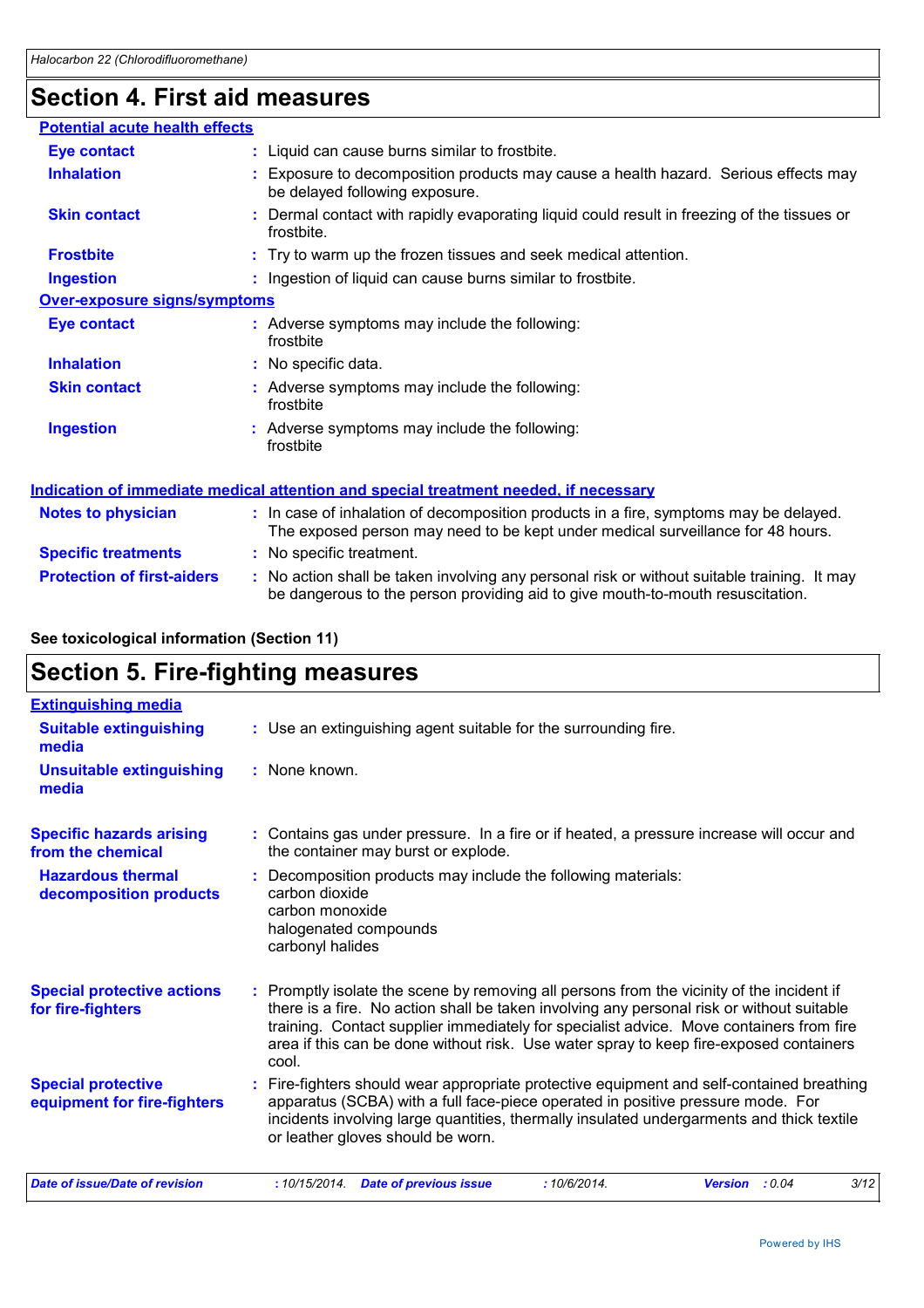# Section 4. First aid measures

### Potential acute health effects

**Eye contact** : Liquid can cause burns similar to frostbite.

**Inhalation** : Exposure to decomposition products may cause a health hazard. Serious effects may be delayed following exposure.

**Skin contact** : Dermal contact with rapidly evaporating liquid could result in freezing of the tissues or frostbite.

**Frostbite** : Try to warm up the frozen tissues and seek medical attention.

**Ingestion** : Ingestion of liquid can cause burns similar to frostbite.

### Over-exposure signs/symptoms

**Eye contact** : Adverse symptoms may include the following:
frostbite

**Inhalation** : No specific data.

**Skin contact** : Adverse symptoms may include the following:
frostbite

**Ingestion** : Adverse symptoms may include the following:
frostbite

### Indication of immediate medical attention and special treatment needed, if necessary

**Notes to physician** : In case of inhalation of decomposition products in a fire, symptoms may be delayed. The exposed person may need to be kept under medical surveillance for 48 hours.

**Specific treatments** : No specific treatment.

**Protection of first-aiders** : No action shall be taken involving any personal risk or without suitable training. It may be dangerous to the person providing aid to give mouth-to-mouth resuscitation.

**See toxicological information (Section 11)**

# Section 5. Fire-fighting measures

### Extinguishing media

**Suitable extinguishing media** : Use an extinguishing agent suitable for the surrounding fire.

**Unsuitable extinguishing media** : None known.

**Specific hazards arising from the chemical** : Contains gas under pressure. In a fire or if heated, a pressure increase will occur and the container may burst or explode.

**Hazardous thermal decomposition products** : Decomposition products may include the following materials:
carbon dioxide
carbon monoxide
halogenated compounds
carbonyl halides

**Special protective actions for fire-fighters** : Promptly isolate the scene by removing all persons from the vicinity of the incident if there is a fire. No action shall be taken involving any personal risk or without suitable training. Contact supplier immediately for specialist advice. Move containers from fire area if this can be done without risk. Use water spray to keep fire-exposed containers cool.

**Special protective equipment for fire-fighters** : Fire-fighters should wear appropriate protective equipment and self-contained breathing apparatus (SCBA) with a full face-piece operated in positive pressure mode. For incidents involving large quantities, thermally insulated undergarments and thick textile or leather gloves should be worn.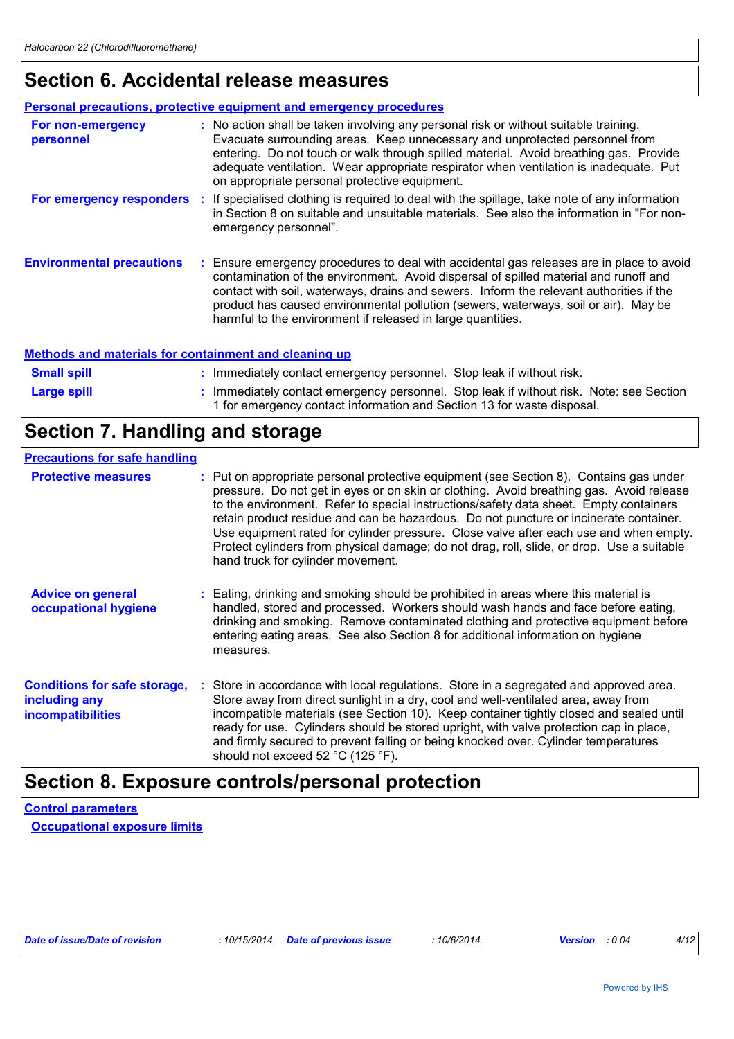## Section 6. Accidental release measures

### Personal precautions, protective equipment and emergency procedures

**For non-emergency personnel** : No action shall be taken involving any personal risk or without suitable training. Evacuate surrounding areas. Keep unnecessary and unprotected personnel from entering. Do not touch or walk through spilled material. Avoid breathing gas. Provide adequate ventilation. Wear appropriate respirator when ventilation is inadequate. Put on appropriate personal protective equipment.

**For emergency responders** : If specialised clothing is required to deal with the spillage, take note of any information in Section 8 on suitable and unsuitable materials. See also the information in "For non-emergency personnel".

**Environmental precautions** : Ensure emergency procedures to deal with accidental gas releases are in place to avoid contamination of the environment. Avoid dispersal of spilled material and runoff and contact with soil, waterways, drains and sewers. Inform the relevant authorities if the product has caused environmental pollution (sewers, waterways, soil or air). May be harmful to the environment if released in large quantities.

### Methods and materials for containment and cleaning up

**Small spill** : Immediately contact emergency personnel. Stop leak if without risk.

**Large spill** : Immediately contact emergency personnel. Stop leak if without risk. Note: see Section 1 for emergency contact information and Section 13 for waste disposal.

## Section 7. Handling and storage

### Precautions for safe handling

**Protective measures** : Put on appropriate personal protective equipment (see Section 8). Contains gas under pressure. Do not get in eyes or on skin or clothing. Avoid breathing gas. Avoid release to the environment. Refer to special instructions/safety data sheet. Empty containers retain product residue and can be hazardous. Do not puncture or incinerate container. Use equipment rated for cylinder pressure. Close valve after each use and when empty. Protect cylinders from physical damage; do not drag, roll, slide, or drop. Use a suitable hand truck for cylinder movement.

**Advice on general occupational hygiene** : Eating, drinking and smoking should be prohibited in areas where this material is handled, stored and processed. Workers should wash hands and face before eating, drinking and smoking. Remove contaminated clothing and protective equipment before entering eating areas. See also Section 8 for additional information on hygiene measures.

**Conditions for safe storage, including any incompatibilities** : Store in accordance with local regulations. Store in a segregated and approved area. Store away from direct sunlight in a dry, cool and well-ventilated area, away from incompatible materials (see Section 10). Keep container tightly closed and sealed until ready for use. Cylinders should be stored upright, with valve protection cap in place, and firmly secured to prevent falling or being knocked over. Cylinder temperatures should not exceed 52 °C (125 °F).

## Section 8. Exposure controls/personal protection

### Control parameters

#### Occupational exposure limits

| Date of issue/Date of revision | : 10/15/2014. | Date of previous issue | : 10/6/2014. | Version | : 0.04 |
|---|---|---|---|---|---|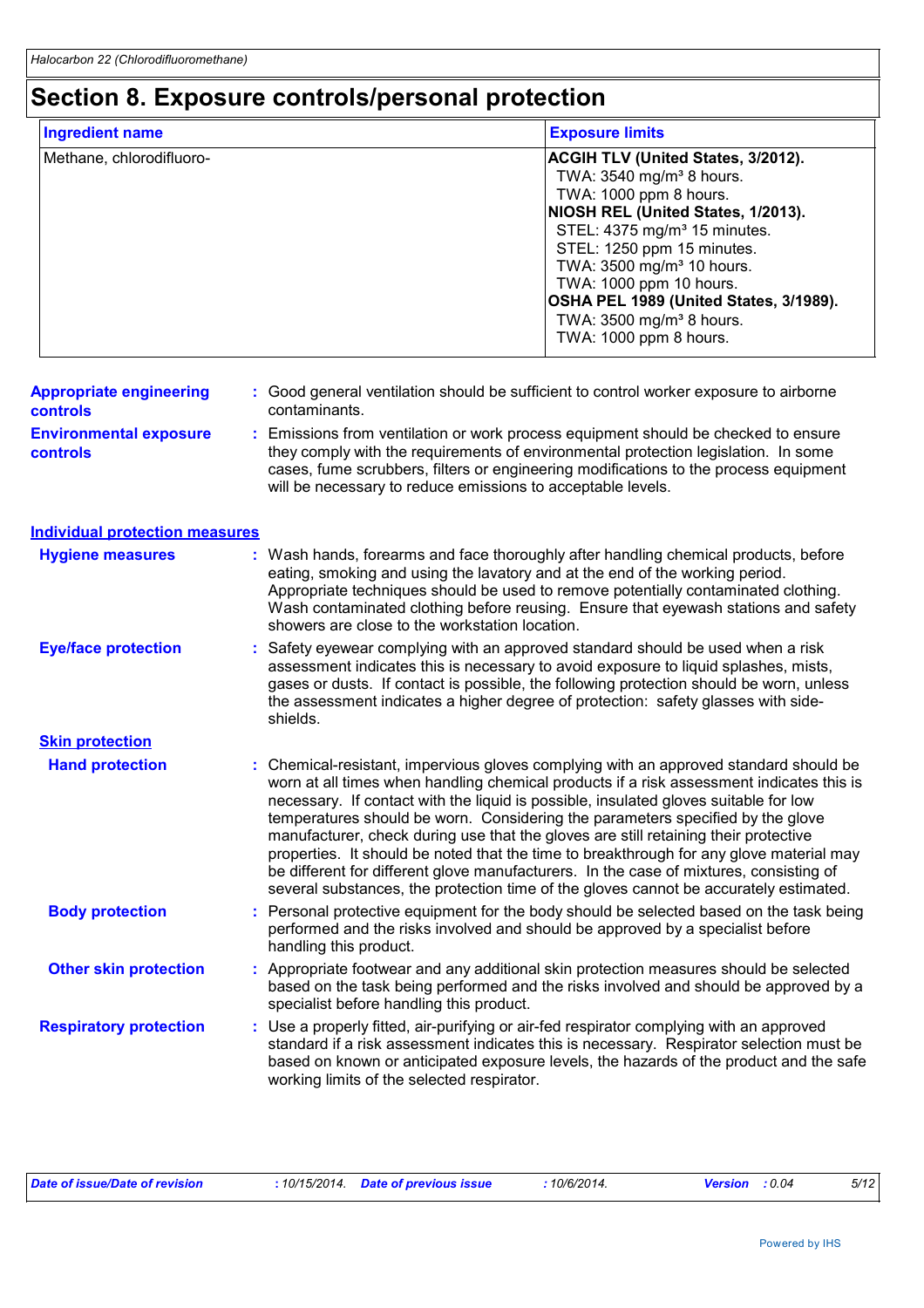# Section 8. Exposure controls/personal protection

| Ingredient name | Exposure limits |
|---|---|
| Methane, chlorodifluoro- | **ACGIH TLV (United States, 3/2012).**<br>TWA: 3540 mg/m³ 8 hours.<br>TWA: 1000 ppm 8 hours.<br>**NIOSH REL (United States, 1/2013).**<br>STEL: 4375 mg/m³ 15 minutes.<br>STEL: 1250 ppm 15 minutes.<br>TWA: 3500 mg/m³ 10 hours.<br>TWA: 1000 ppm 10 hours.<br>**OSHA PEL 1989 (United States, 3/1989).**<br>TWA: 3500 mg/m³ 8 hours.<br>TWA: 1000 ppm 8 hours. |

**Appropriate engineering controls** : Good general ventilation should be sufficient to control worker exposure to airborne contaminants.

**Environmental exposure controls** : Emissions from ventilation or work process equipment should be checked to ensure they comply with the requirements of environmental protection legislation. In some cases, fume scrubbers, filters or engineering modifications to the process equipment will be necessary to reduce emissions to acceptable levels.

## Individual protection measures

**Hygiene measures** : Wash hands, forearms and face thoroughly after handling chemical products, before eating, smoking and using the lavatory and at the end of the working period. Appropriate techniques should be used to remove potentially contaminated clothing. Wash contaminated clothing before reusing. Ensure that eyewash stations and safety showers are close to the workstation location.

**Eye/face protection** : Safety eyewear complying with an approved standard should be used when a risk assessment indicates this is necessary to avoid exposure to liquid splashes, mists, gases or dusts. If contact is possible, the following protection should be worn, unless the assessment indicates a higher degree of protection: safety glasses with side-shields.

### Skin protection

**Hand protection** : Chemical-resistant, impervious gloves complying with an approved standard should be worn at all times when handling chemical products if a risk assessment indicates this is necessary. If contact with the liquid is possible, insulated gloves suitable for low temperatures should be worn. Considering the parameters specified by the glove manufacturer, check during use that the gloves are still retaining their protective properties. It should be noted that the time to breakthrough for any glove material may be different for different glove manufacturers. In the case of mixtures, consisting of several substances, the protection time of the gloves cannot be accurately estimated.

**Body protection** : Personal protective equipment for the body should be selected based on the task being performed and the risks involved and should be approved by a specialist before handling this product.

**Other skin protection** : Appropriate footwear and any additional skin protection measures should be selected based on the task being performed and the risks involved and should be approved by a specialist before handling this product.

**Respiratory protection** : Use a properly fitted, air-purifying or air-fed respirator complying with an approved standard if a risk assessment indicates this is necessary. Respirator selection must be based on known or anticipated exposure levels, the hazards of the product and the safe working limits of the selected respirator.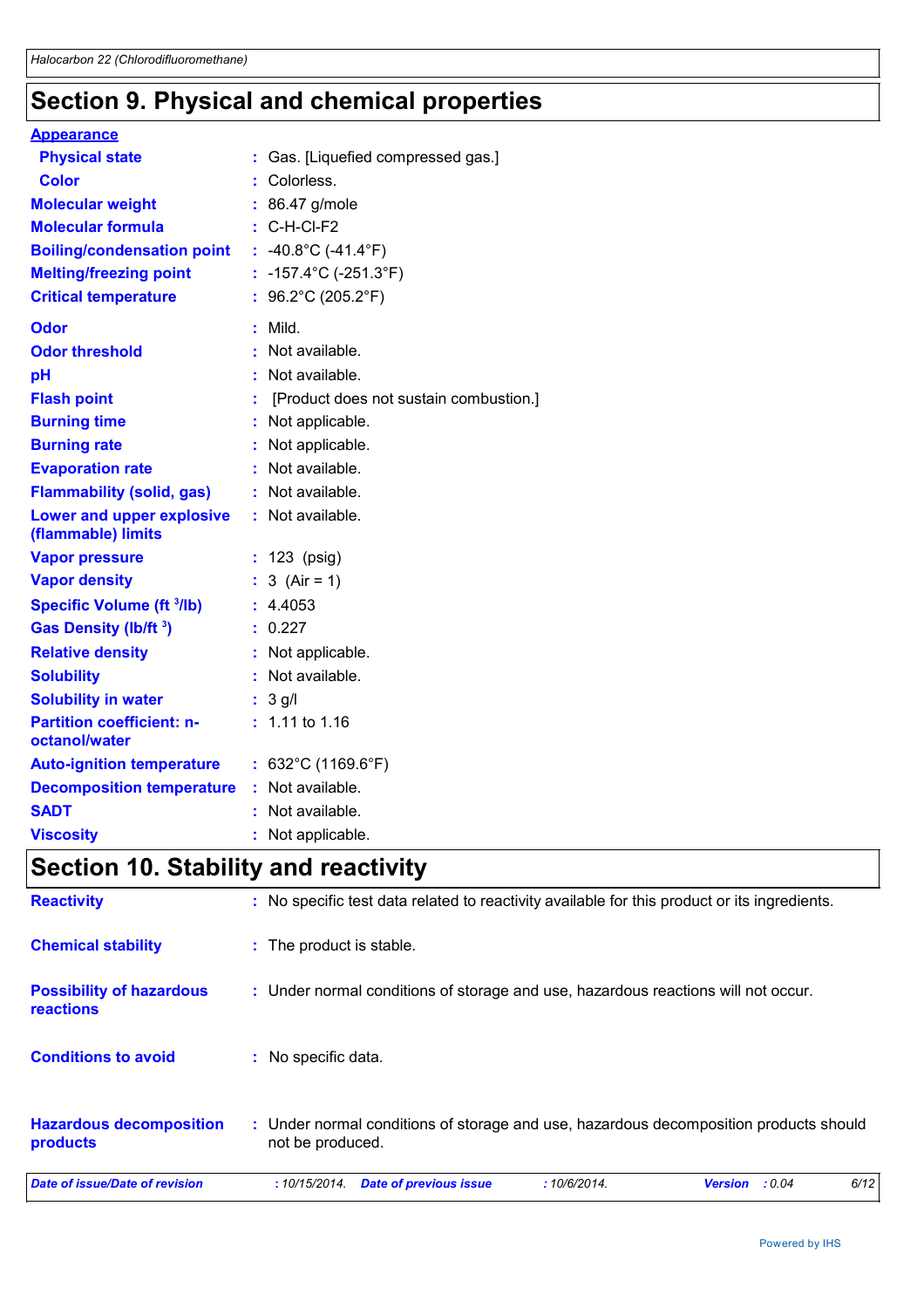# Section 9. Physical and chemical properties

**Appearance**

| | | |
|---|---|---|
| **Physical state** | : | Gas. [Liquefied compressed gas.] |
| **Color** | : | Colorless. |
| **Molecular weight** | : | 86.47 g/mole |
| **Molecular formula** | : | C-H-Cl-F2 |
| **Boiling/condensation point** | : | -40.8°C (-41.4°F) |
| **Melting/freezing point** | : | -157.4°C (-251.3°F) |
| **Critical temperature** | : | 96.2°C (205.2°F) |
| **Odor** | : | Mild. |
| **Odor threshold** | : | Not available. |
| **pH** | : | Not available. |
| **Flash point** | : | [Product does not sustain combustion.] |
| **Burning time** | : | Not applicable. |
| **Burning rate** | : | Not applicable. |
| **Evaporation rate** | : | Not available. |
| **Flammability (solid, gas)** | : | Not available. |
| **Lower and upper explosive (flammable) limits** | : | Not available. |
| **Vapor pressure** | : | 123 (psig) |
| **Vapor density** | : | 3 (Air = 1) |
| **Specific Volume ($ft^3$/lb)** | : | 4.4053 |
| **Gas Density (lb/$ft^3$)** | : | 0.227 |
| **Relative density** | : | Not applicable. |
| **Solubility** | : | Not available. |
| **Solubility in water** | : | 3 g/l |
| **Partition coefficient: n-octanol/water** | : | 1.11 to 1.16 |
| **Auto-ignition temperature** | : | 632°C (1169.6°F) |
| **Decomposition temperature** | : | Not available. |
| **SADT** | : | Not available. |
| **Viscosity** | : | Not applicable. |

# Section 10. Stability and reactivity

| | | |
|---|---|---|
| **Reactivity** | : | No specific test data related to reactivity available for this product or its ingredients. |
| **Chemical stability** | : | The product is stable. |
| **Possibility of hazardous reactions** | : | Under normal conditions of storage and use, hazardous reactions will not occur. |
| **Conditions to avoid** | : | No specific data. |
| **Hazardous decomposition products** | : | Under normal conditions of storage and use, hazardous decomposition products should not be produced. |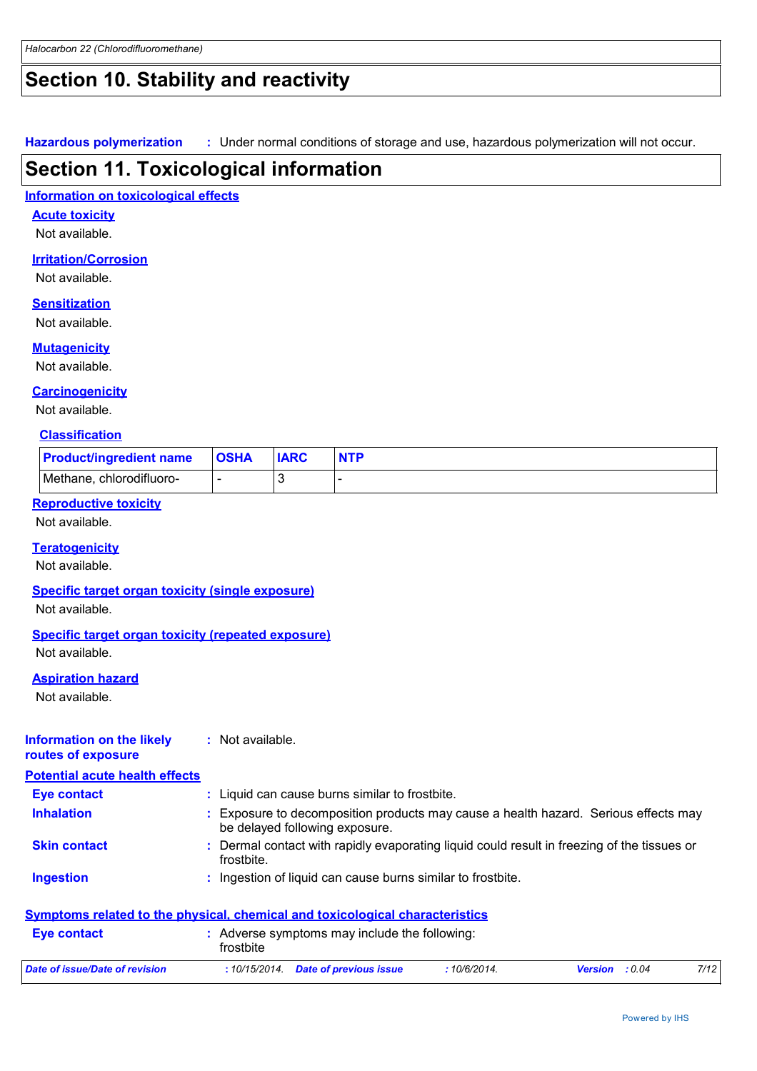# Section 10. Stability and reactivity

**Hazardous polymerization** : Under normal conditions of storage and use, hazardous polymerization will not occur.

# Section 11. Toxicological information

## Information on toxicological effects

### Acute toxicity

Not available.

### Irritation/Corrosion

Not available.

### Sensitization

Not available.

### Mutagenicity

Not available.

### Carcinogenicity

Not available.

#### Classification

| Product/ingredient name | OSHA | IARC | NTP |
|---|---|---|---|
| Methane, chlorodifluoro- | - | 3 | - |

### Reproductive toxicity

Not available.

### Teratogenicity

Not available.

### Specific target organ toxicity (single exposure)

Not available.

### Specific target organ toxicity (repeated exposure)

Not available.

### Aspiration hazard

Not available.

**Information on the likely routes of exposure** : Not available.

## Potential acute health effects

**Eye contact** : Liquid can cause burns similar to frostbite.

**Inhalation** : Exposure to decomposition products may cause a health hazard. Serious effects may be delayed following exposure.

**Skin contact** : Dermal contact with rapidly evaporating liquid could result in freezing of the tissues or frostbite.

**Ingestion** : Ingestion of liquid can cause burns similar to frostbite.

## Symptoms related to the physical, chemical and toxicological characteristics

**Eye contact** : Adverse symptoms may include the following:
frostbite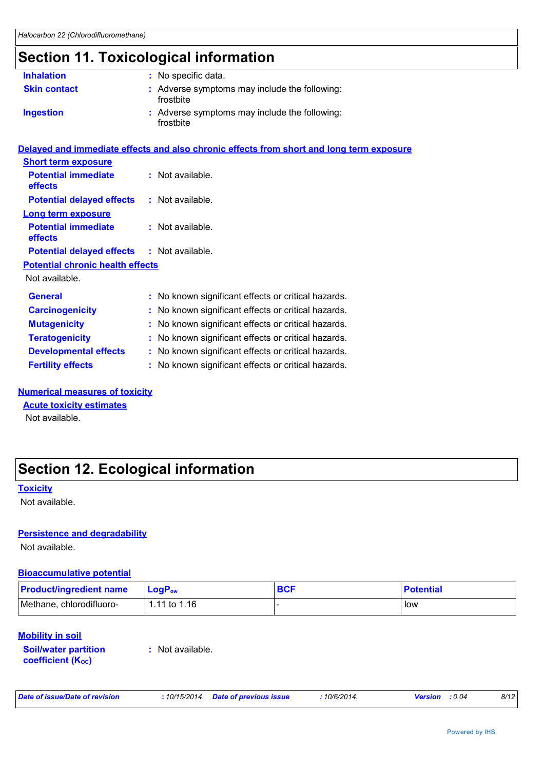# Section 11. Toxicological information

**Inhalation** : No specific data.

**Skin contact** : Adverse symptoms may include the following: frostbite

**Ingestion** : Adverse symptoms may include the following: frostbite

## Delayed and immediate effects and also chronic effects from short and long term exposure

### Short term exposure

**Potential immediate effects** : Not available.

**Potential delayed effects** : Not available.

### Long term exposure

**Potential immediate effects** : Not available.

**Potential delayed effects** : Not available.

### Potential chronic health effects

Not available.

**General** : No known significant effects or critical hazards.

**Carcinogenicity** : No known significant effects or critical hazards.

**Mutagenicity** : No known significant effects or critical hazards.

**Teratogenicity** : No known significant effects or critical hazards.

**Developmental effects** : No known significant effects or critical hazards.

**Fertility effects** : No known significant effects or critical hazards.

## Numerical measures of toxicity

### Acute toxicity estimates

Not available.

# Section 12. Ecological information

## Toxicity

Not available.

## Persistence and degradability

Not available.

## Bioaccumulative potential

| Product/ingredient name | $LogP_{ow}$ | BCF | Potential |
|---|---|---|---|
| Methane, chlorodifluoro- | 1.11 to 1.16 | - | low |

## Mobility in soil

**Soil/water partition coefficient ($K_{OC}$)** : Not available.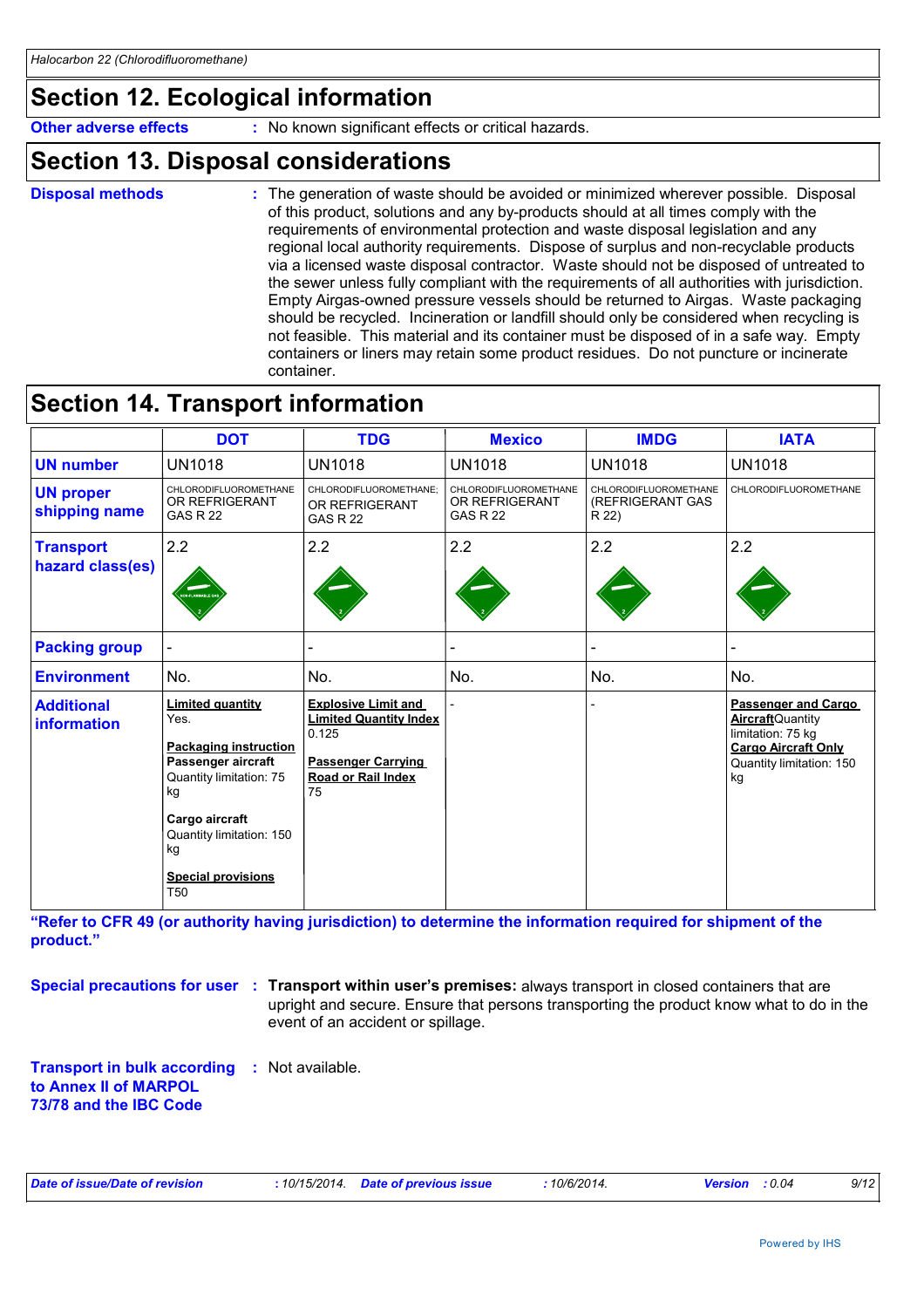## Section 12. Ecological information

**Other adverse effects** : No known significant effects or critical hazards.

## Section 13. Disposal considerations

**Disposal methods** : The generation of waste should be avoided or minimized wherever possible. Disposal of this product, solutions and any by-products should at all times comply with the requirements of environmental protection and waste disposal legislation and any regional local authority requirements. Dispose of surplus and non-recyclable products via a licensed waste disposal contractor. Waste should not be disposed of untreated to the sewer unless fully compliant with the requirements of all authorities with jurisdiction. Empty Airgas-owned pressure vessels should be returned to Airgas. Waste packaging should be recycled. Incineration or landfill should only be considered when recycling is not feasible. This material and its container must be disposed of in a safe way. Empty containers or liners may retain some product residues. Do not puncture or incinerate container.

## Section 14. Transport information

| | DOT | TDG | Mexico | IMDG | IATA |
|---|---|---|---|---|---|
| **UN number** | UN1018 | UN1018 | UN1018 | UN1018 | UN1018 |
| **UN proper shipping name** | CHLORODIFLUOROMETHANE OR REFRIGERANT GAS R 22 | CHLORODIFLUOROMETHANE; OR REFRIGERANT GAS R 22 | CHLORODIFLUOROMETHANE OR REFRIGERANT GAS R 22 | CHLORODIFLUOROMETHANE (REFRIGERANT GAS R 22) | CHLORODIFLUOROMETHANE |
| **Transport hazard class(es)** | 2.2 | 2.2 | 2.2 | 2.2 | 2.2 |
| **Packing group** | - | - | - | - | - |
| **Environment** | No. | No. | No. | No. | No. |
| **Additional information** | **Limited quantity** Yes. **Packaging instruction** **Passenger aircraft** Quantity limitation: 75 kg **Cargo aircraft** Quantity limitation: 150 kg **Special provisions** T50 | **Explosive Limit and Limited Quantity Index** 0.125 **Passenger Carrying Road or Rail Index** 75 | - | - | **Passenger and Cargo Aircraft** Quantity limitation: 75 kg **Cargo Aircraft Only** Quantity limitation: 150 kg |

**"Refer to CFR 49 (or authority having jurisdiction) to determine the information required for shipment of the product."**

**Special precautions for user** : **Transport within user's premises:** always transport in closed containers that are upright and secure. Ensure that persons transporting the product know what to do in the event of an accident or spillage.

**Transport in bulk according to Annex II of MARPOL 73/78 and the IBC Code** : Not available.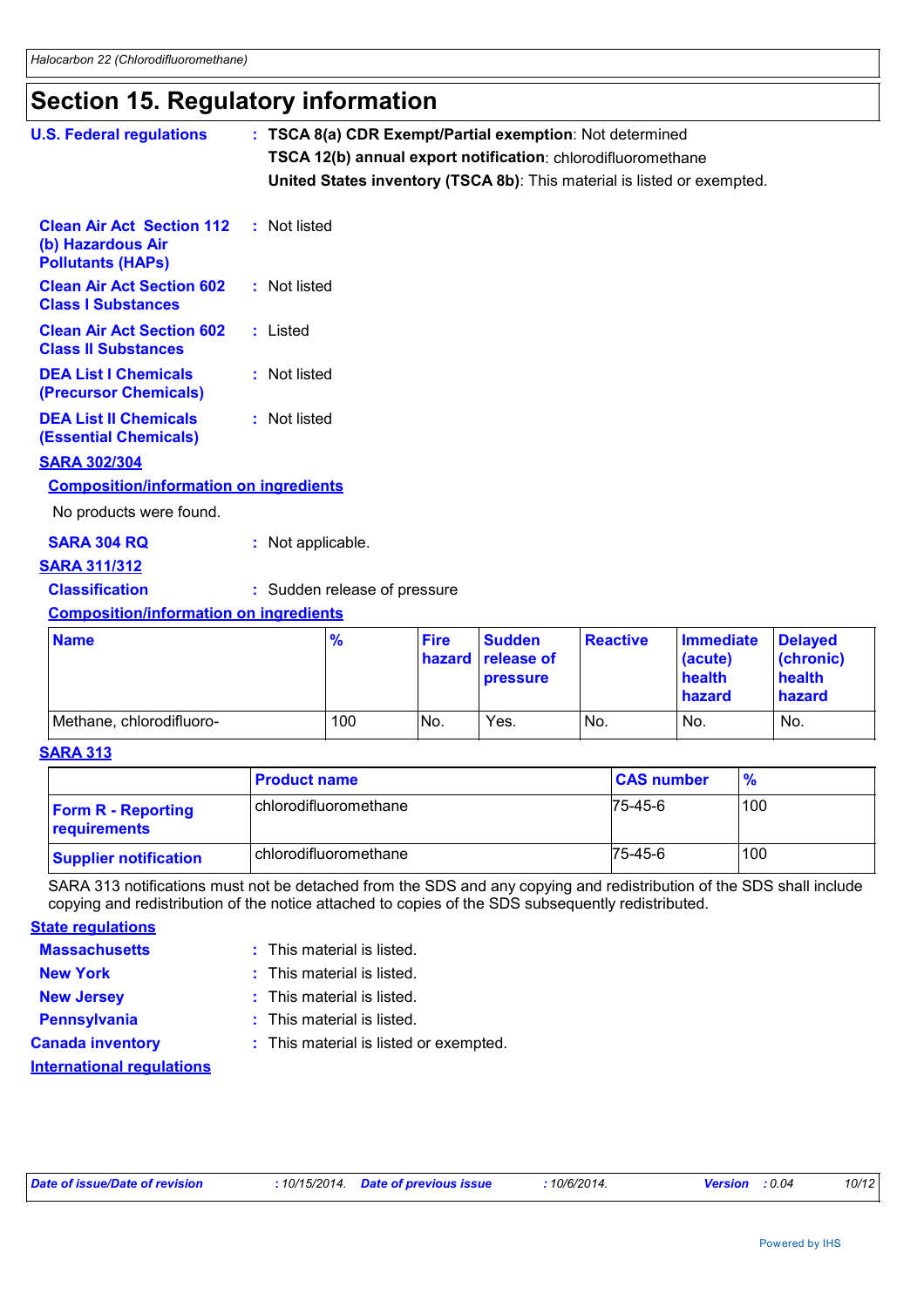# Section 15. Regulatory information

**U.S. Federal regulations** : **TSCA 8(a) CDR Exempt/Partial exemption**: Not determined

**TSCA 12(b) annual export notification**: chlorodifluoromethane

**United States inventory (TSCA 8b)**: This material is listed or exempted.

**Clean Air Act Section 112 (b) Hazardous Air Pollutants (HAPs)** : Not listed

**Clean Air Act Section 602 Class I Substances** : Not listed

**Clean Air Act Section 602 Class II Substances** : Listed

**DEA List I Chemicals (Precursor Chemicals)** : Not listed

**DEA List II Chemicals (Essential Chemicals)** : Not listed

**SARA 302/304**

**Composition/information on ingredients**

No products were found.

**SARA 304 RQ** : Not applicable.

**SARA 311/312**

**Classification** : Sudden release of pressure

**Composition/information on ingredients**

| Name | % | Fire hazard | Sudden release of pressure | Reactive | Immediate (acute) health hazard | Delayed (chronic) health hazard |
|---|---|---|---|---|---|---|
| Methane, chlorodifluoro- | 100 | No. | Yes. | No. | No. | No. |

**SARA 313**

| | Product name | CAS number | % |
|---|---|---|---|
| **Form R - Reporting requirements** | chlorodifluoromethane | 75-45-6 | 100 |
| **Supplier notification** | chlorodifluoromethane | 75-45-6 | 100 |

SARA 313 notifications must not be detached from the SDS and any copying and redistribution of the SDS shall include copying and redistribution of the notice attached to copies of the SDS subsequently redistributed.

**State regulations**

**Massachusetts** : This material is listed.

**New York** : This material is listed.

**New Jersey** : This material is listed.

**Pennsylvania** : This material is listed.

**Canada inventory** : This material is listed or exempted.

**International regulations**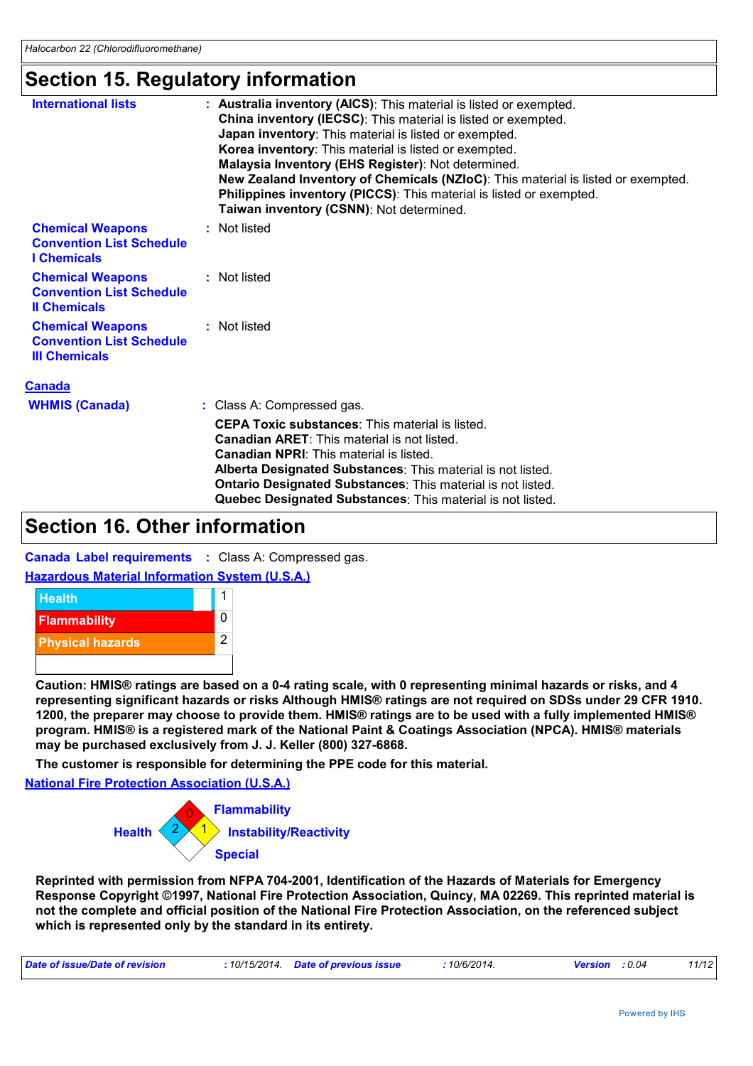## Section 15. Regulatory information

**International lists** : **Australia inventory (AICS)**: This material is listed or exempted.
**China inventory (IECSC)**: This material is listed or exempted.
**Japan inventory**: This material is listed or exempted.
**Korea inventory**: This material is listed or exempted.
**Malaysia Inventory (EHS Register)**: Not determined.
**New Zealand Inventory of Chemicals (NZIoC)**: This material is listed or exempted.
**Philippines inventory (PICCS)**: This material is listed or exempted.
**Taiwan inventory (CSNN)**: Not determined.

**Chemical Weapons Convention List Schedule I Chemicals** : Not listed

**Chemical Weapons Convention List Schedule II Chemicals** : Not listed

**Chemical Weapons Convention List Schedule III Chemicals** : Not listed

**Canada**

**WHMIS (Canada)** : Class A: Compressed gas.

**CEPA Toxic substances**: This material is listed.
**Canadian ARET**: This material is not listed.
**Canadian NPRI**: This material is listed.
**Alberta Designated Substances**: This material is not listed.
**Ontario Designated Substances**: This material is not listed.
**Quebec Designated Substances**: This material is not listed.

## Section 16. Other information

**Canada Label requirements** : Class A: Compressed gas.

**Hazardous Material Information System (U.S.A.)**

| Category | Rating |
|---|---|
| Health | 1 |
| Flammability | 0 |
| Physical hazards | 2 |

**Caution: HMIS® ratings are based on a 0-4 rating scale, with 0 representing minimal hazards or risks, and 4 representing significant hazards or risks Although HMIS® ratings are not required on SDSs under 29 CFR 1910. 1200, the preparer may choose to provide them. HMIS® ratings are to be used with a fully implemented HMIS® program. HMIS® is a registered mark of the National Paint & Coatings Association (NPCA). HMIS® materials may be purchased exclusively from J. J. Keller (800) 327-6868.**

**The customer is responsible for determining the PPE code for this material.**

**National Fire Protection Association (U.S.A.)**

| Category | Rating |
|---|---|
| Health | 2 |
| Flammability | 0 |
| Instability/Reactivity | 1 |
| Special | |

**Reprinted with permission from NFPA 704-2001, Identification of the Hazards of Materials for Emergency Response Copyright ©1997, National Fire Protection Association, Quincy, MA 02269. This reprinted material is not the complete and official position of the National Fire Protection Association, on the referenced subject which is represented only by the standard in its entirety.**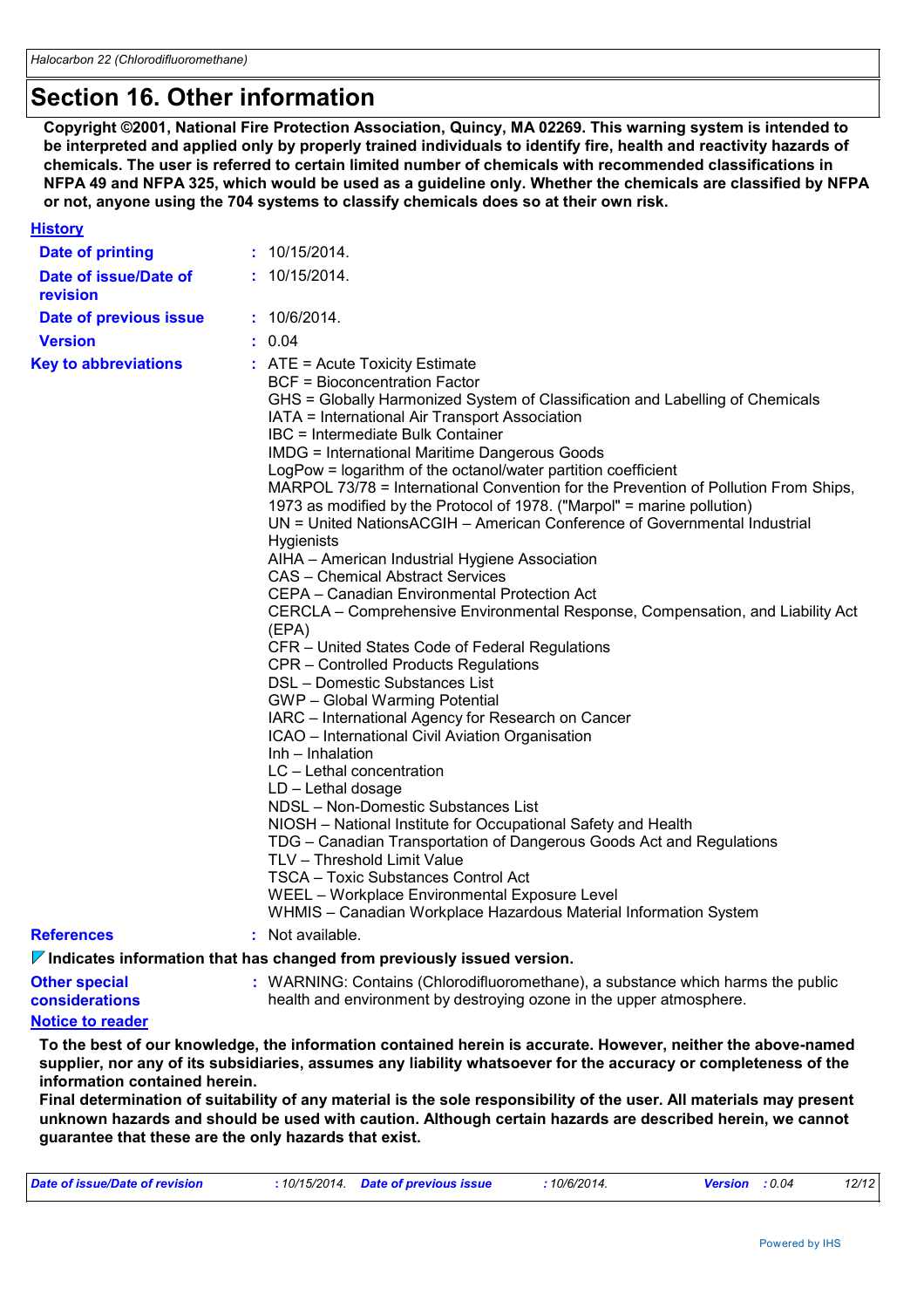# Section 16. Other information

**Copyright ©2001, National Fire Protection Association, Quincy, MA 02269. This warning system is intended to be interpreted and applied only by properly trained individuals to identify fire, health and reactivity hazards of chemicals. The user is referred to certain limited number of chemicals with recommended classifications in NFPA 49 and NFPA 325, which would be used as a guideline only. Whether the chemicals are classified by NFPA or not, anyone using the 704 systems to classify chemicals does so at their own risk.**

**History**

| | |
|---|---|
| **Date of printing** | : 10/15/2014. |
| **Date of issue/Date of revision** | : 10/15/2014. |
| **Date of previous issue** | : 10/6/2014. |
| **Version** | : 0.04 |

**Key to abbreviations** :
ATE = Acute Toxicity Estimate
BCF = Bioconcentration Factor
GHS = Globally Harmonized System of Classification and Labelling of Chemicals
IATA = International Air Transport Association
IBC = Intermediate Bulk Container
IMDG = International Maritime Dangerous Goods
LogPow = logarithm of the octanol/water partition coefficient
MARPOL 73/78 = International Convention for the Prevention of Pollution From Ships, 1973 as modified by the Protocol of 1978. ("Marpol" = marine pollution)
UN = United NationsACGIH – American Conference of Governmental Industrial Hygienists
AIHA – American Industrial Hygiene Association
CAS – Chemical Abstract Services
CEPA – Canadian Environmental Protection Act
CERCLA – Comprehensive Environmental Response, Compensation, and Liability Act (EPA)
CFR – United States Code of Federal Regulations
CPR – Controlled Products Regulations
DSL – Domestic Substances List
GWP – Global Warming Potential
IARC – International Agency for Research on Cancer
ICAO – International Civil Aviation Organisation
Inh – Inhalation
LC – Lethal concentration
LD – Lethal dosage
NDSL – Non-Domestic Substances List
NIOSH – National Institute for Occupational Safety and Health
TDG – Canadian Transportation of Dangerous Goods Act and Regulations
TLV – Threshold Limit Value
TSCA – Toxic Substances Control Act
WEEL – Workplace Environmental Exposure Level
WHMIS – Canadian Workplace Hazardous Material Information System

**References** : Not available.

**Indicates information that has changed from previously issued version.**

**Other special considerations** : WARNING: Contains (Chlorodifluoromethane), a substance which harms the public health and environment by destroying ozone in the upper atmosphere.

**Notice to reader**

**To the best of our knowledge, the information contained herein is accurate. However, neither the above-named supplier, nor any of its subsidiaries, assumes any liability whatsoever for the accuracy or completeness of the information contained herein.**

**Final determination of suitability of any material is the sole responsibility of the user. All materials may present unknown hazards and should be used with caution. Although certain hazards are described herein, we cannot guarantee that these are the only hazards that exist.**